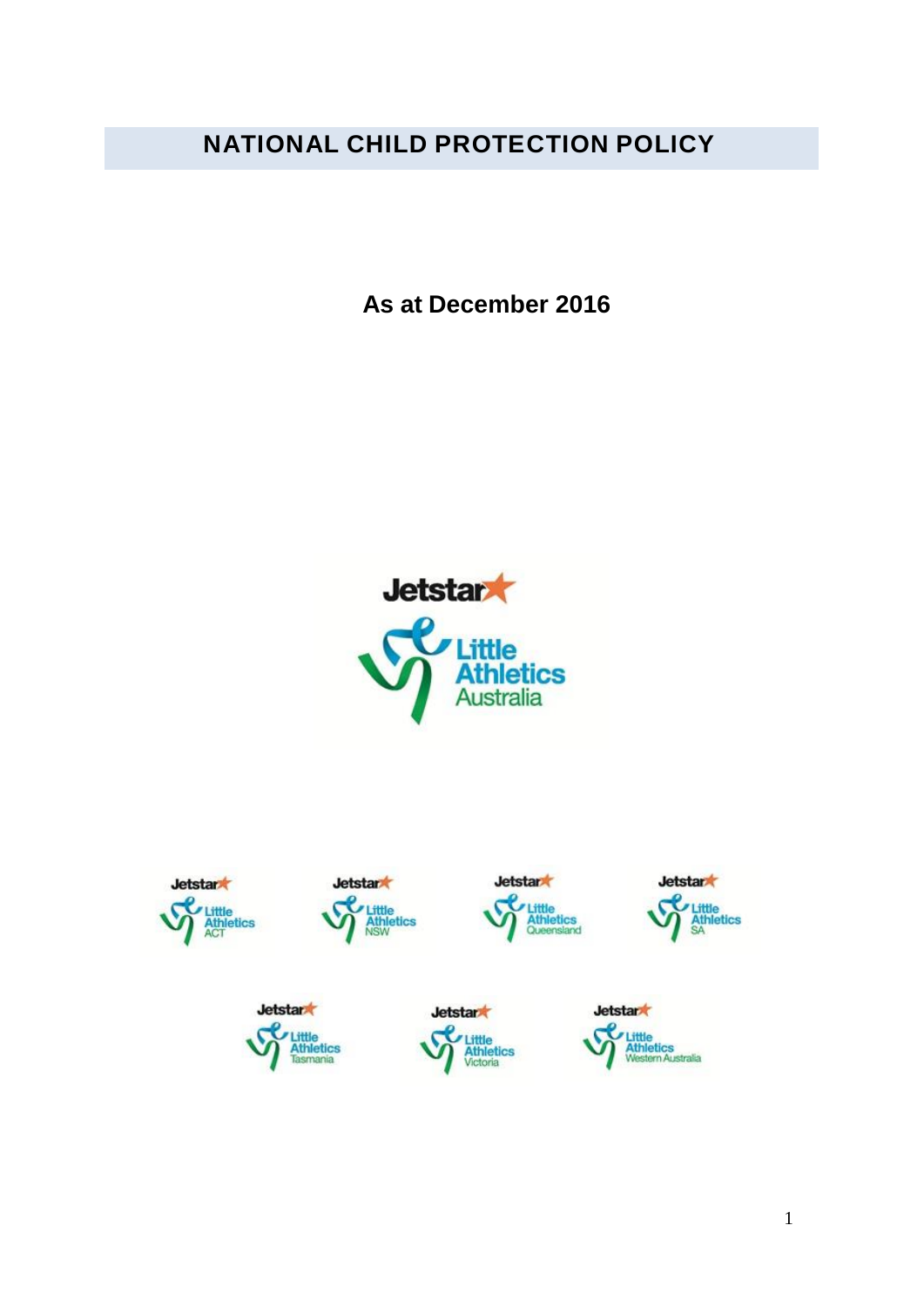# NATIONAL CHILD PROTECTION POLICY

**As at December 2016**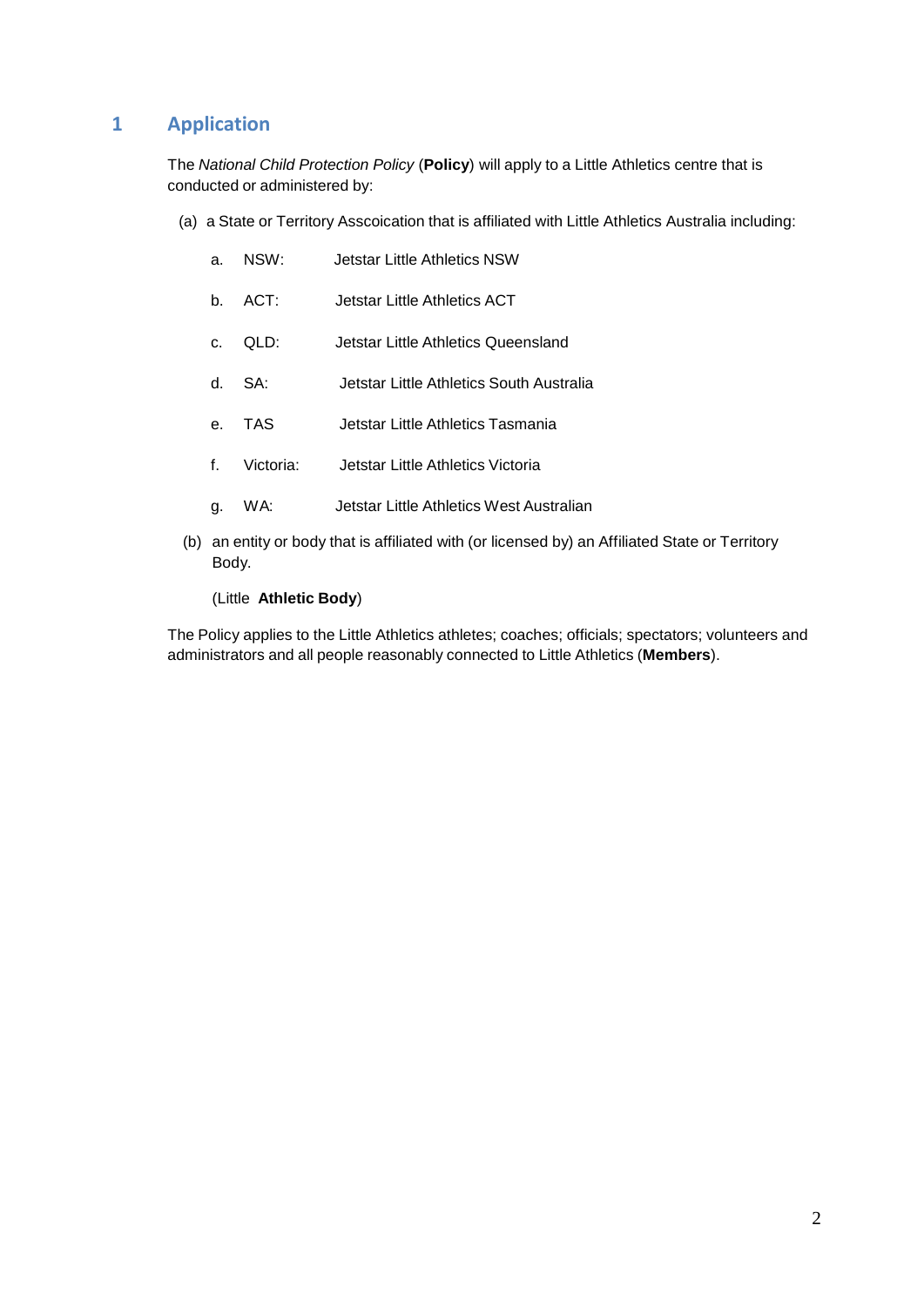# 1 Application

The *National Child Protection Policy* (**Policy**) will apply to a Little Athletics centre that is conducted or administered by:

(a) a State or Territory Asscoication that is affiliated with Little Athletics Australia including:

a. NSW: Jetstar Little Athletics NSW

b. ACT: Jetstar Little Athletics ACT

c. QLD: Jetstar Little Athletics Queensland

d. SA: Jetstar Little Athletics South Australia

e. TAS Jetstar Little Athletics Tasmania

f. Victoria: Jetstar Little Athletics Victoria

g. WA: Jetstar Little Athletics West Australian

(b) an entity or body that is affiliated with (or licensed by) an Affiliated State or Territory Body.

(Little **Athletic Body**)

The Policy applies to the Little Athletics athletes; coaches; officials; spectators; volunteers and administrators and all people reasonably connected to Little Athletics (**Members**).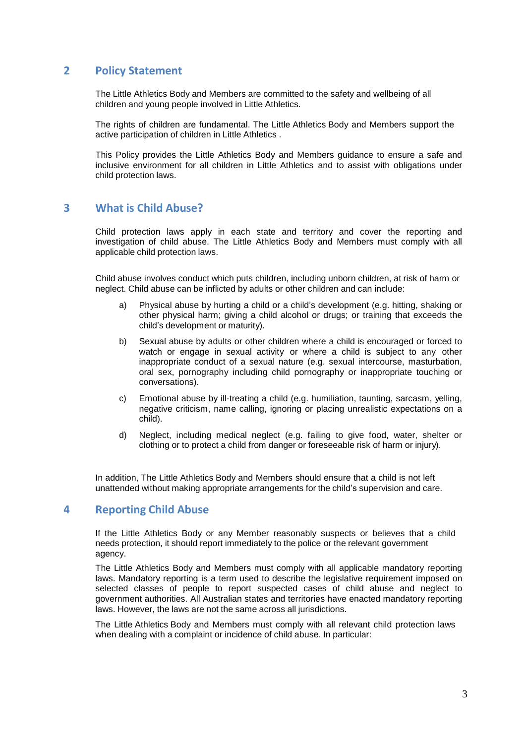## 2 Policy Statement

The Little Athletics Body and Members are committed to the safety and wellbeing of all children and young people involved in Little Athletics.

The rights of children are fundamental. The Little Athletics Body and Members support the active participation of children in Little Athletics .

This Policy provides the Little Athletics Body and Members guidance to ensure a safe and inclusive environment for all children in Little Athletics and to assist with obligations under child protection laws.

## 3 What is Child Abuse?

Child protection laws apply in each state and territory and cover the reporting and investigation of child abuse. The Little Athletics Body and Members must comply with all applicable child protection laws.

Child abuse involves conduct which puts children, including unborn children, at risk of harm or neglect. Child abuse can be inflicted by adults or other children and can include:

a) Physical abuse by hurting a child or a child's development (e.g. hitting, shaking or other physical harm; giving a child alcohol or drugs; or training that exceeds the child's development or maturity).

b) Sexual abuse by adults or other children where a child is encouraged or forced to watch or engage in sexual activity or where a child is subject to any other inappropriate conduct of a sexual nature (e.g. sexual intercourse, masturbation, oral sex, pornography including child pornography or inappropriate touching or conversations).

c) Emotional abuse by ill-treating a child (e.g. humiliation, taunting, sarcasm, yelling, negative criticism, name calling, ignoring or placing unrealistic expectations on a child).

d) Neglect, including medical neglect (e.g. failing to give food, water, shelter or clothing or to protect a child from danger or foreseeable risk of harm or injury).

In addition, The Little Athletics Body and Members should ensure that a child is not left unattended without making appropriate arrangements for the child's supervision and care.

## 4 Reporting Child Abuse

If the Little Athletics Body or any Member reasonably suspects or believes that a child needs protection, it should report immediately to the police or the relevant government agency.

The Little Athletics Body and Members must comply with all applicable mandatory reporting laws. Mandatory reporting is a term used to describe the legislative requirement imposed on selected classes of people to report suspected cases of child abuse and neglect to government authorities. All Australian states and territories have enacted mandatory reporting laws. However, the laws are not the same across all jurisdictions.

The Little Athletics Body and Members must comply with all relevant child protection laws when dealing with a complaint or incidence of child abuse. In particular: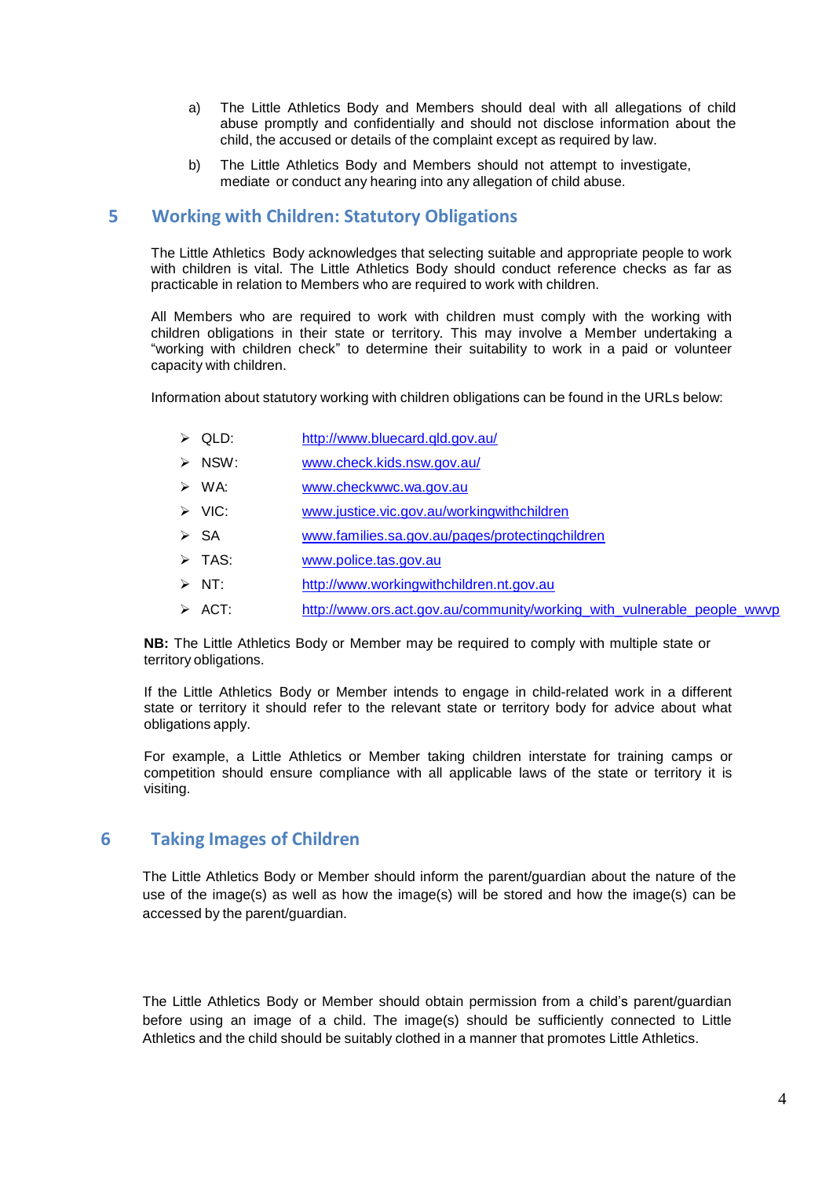a) The Little Athletics Body and Members should deal with all allegations of child abuse promptly and confidentially and should not disclose information about the child, the accused or details of the complaint except as required by law.

b) The Little Athletics Body and Members should not attempt to investigate, mediate or conduct any hearing into any allegation of child abuse.

## 5 Working with Children: Statutory Obligations

The Little Athletics Body acknowledges that selecting suitable and appropriate people to work with children is vital. The Little Athletics Body should conduct reference checks as far as practicable in relation to Members who are required to work with children.

All Members who are required to work with children must comply with the working with children obligations in their state or territory. This may involve a Member undertaking a "working with children check" to determine their suitability to work in a paid or volunteer capacity with children.

Information about statutory working with children obligations can be found in the URLs below:

- QLD: http://www.bluecard.qld.gov.au/
- NSW: www.check.kids.nsw.gov.au/
- WA: www.checkwwc.wa.gov.au
- VIC: www.justice.vic.gov.au/workingwithchildren
- SA www.families.sa.gov.au/pages/protectingchildren
- TAS: www.police.tas.gov.au
- NT: http://www.workingwithchildren.nt.gov.au
- ACT: http://www.ors.act.gov.au/community/working_with_vulnerable_people_wwvp

**NB:** The Little Athletics Body or Member may be required to comply with multiple state or territory obligations.

If the Little Athletics Body or Member intends to engage in child-related work in a different state or territory it should refer to the relevant state or territory body for advice about what obligations apply.

For example, a Little Athletics or Member taking children interstate for training camps or competition should ensure compliance with all applicable laws of the state or territory it is visiting.

## 6 Taking Images of Children

The Little Athletics Body or Member should inform the parent/guardian about the nature of the use of the image(s) as well as how the image(s) will be stored and how the image(s) can be accessed by the parent/guardian.

The Little Athletics Body or Member should obtain permission from a child's parent/guardian before using an image of a child. The image(s) should be sufficiently connected to Little Athletics and the child should be suitably clothed in a manner that promotes Little Athletics.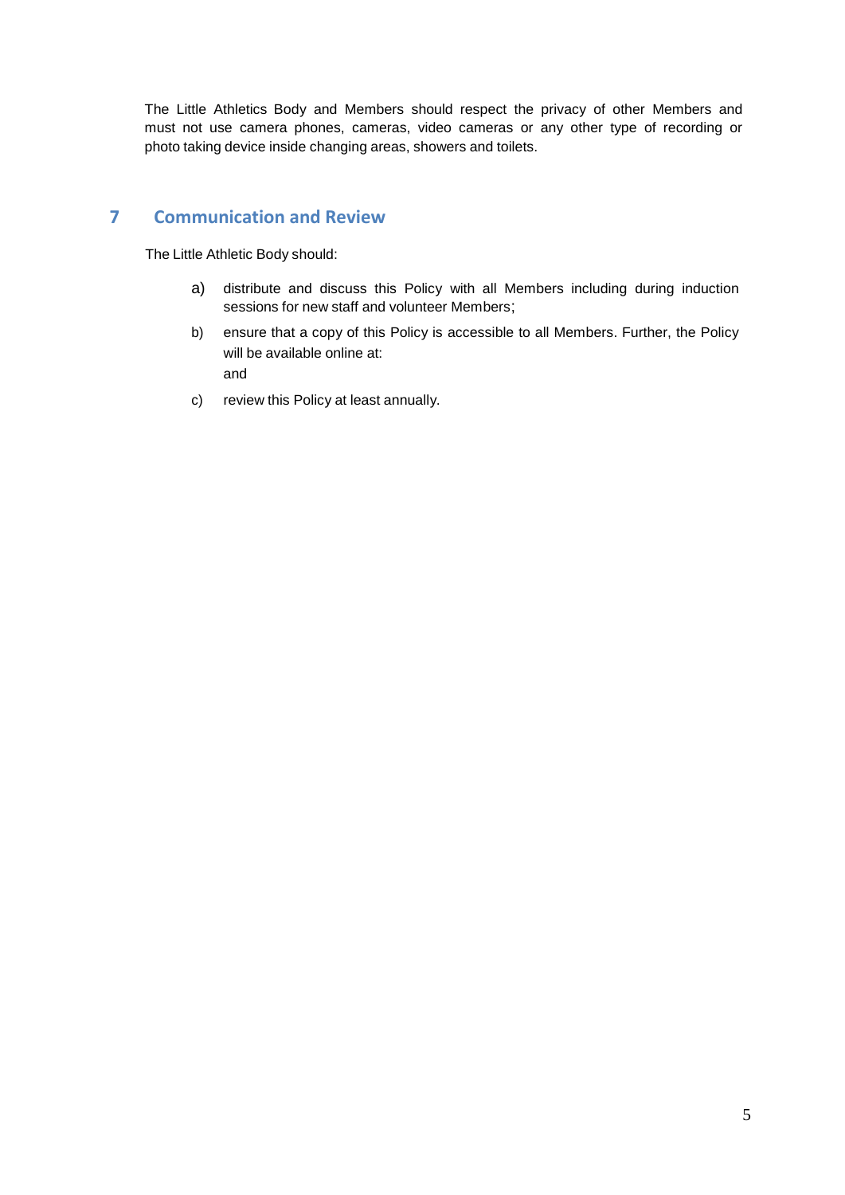The Little Athletics Body and Members should respect the privacy of other Members and must not use camera phones, cameras, video cameras or any other type of recording or photo taking device inside changing areas, showers and toilets.

## 7 Communication and Review

The Little Athletic Body should:

a) distribute and discuss this Policy with all Members including during induction sessions for new staff and volunteer Members;

b) ensure that a copy of this Policy is accessible to all Members. Further, the Policy will be available online at:
and

c) review this Policy at least annually.